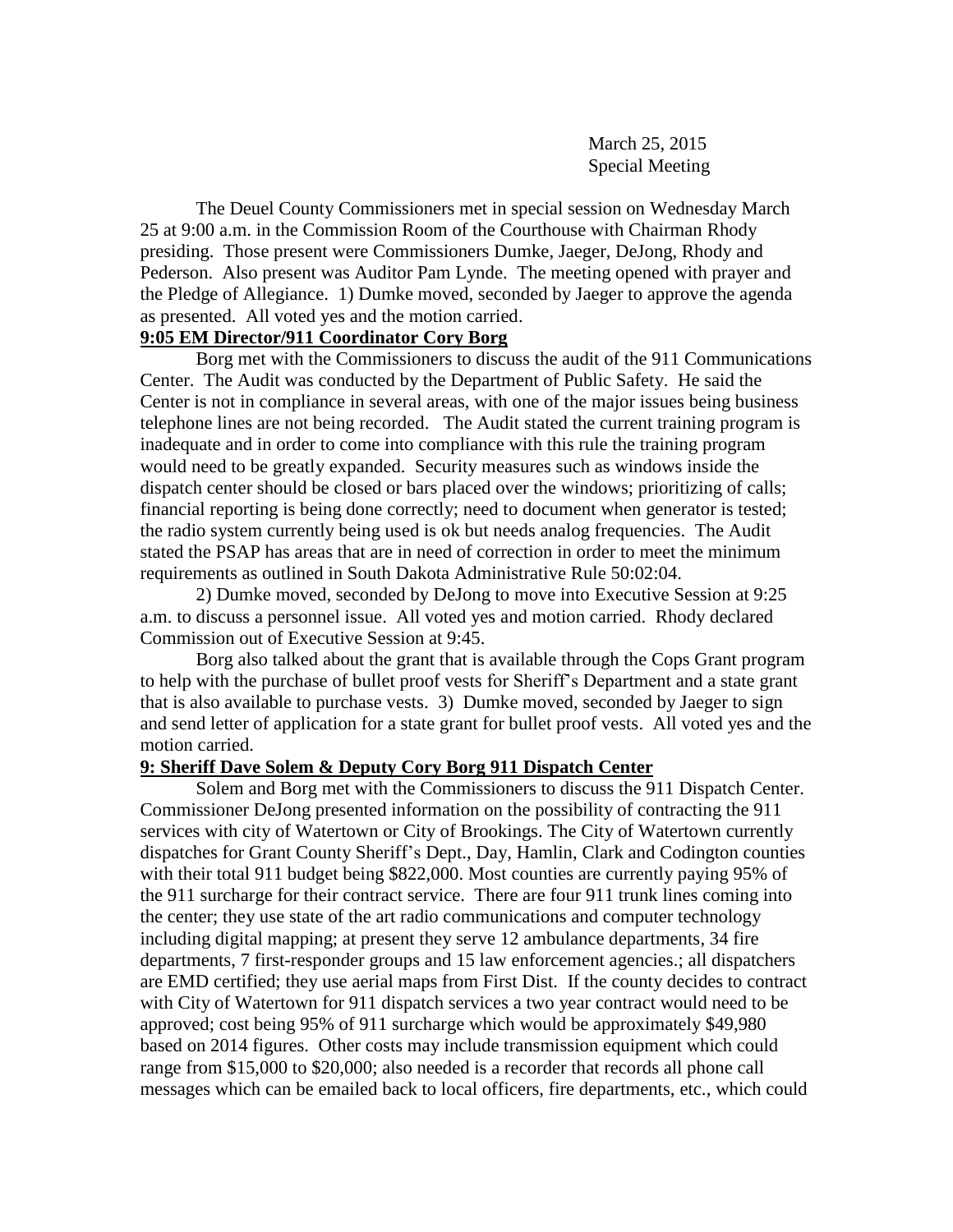March 25, 2015
Special Meeting

The Deuel County Commissioners met in special session on Wednesday March 25 at 9:00 a.m. in the Commission Room of the Courthouse with Chairman Rhody presiding. Those present were Commissioners Dumke, Jaeger, DeJong, Rhody and Pederson. Also present was Auditor Pam Lynde. The meeting opened with prayer and the Pledge of Allegiance. 1) Dumke moved, seconded by Jaeger to approve the agenda as presented. All voted yes and the motion carried.

**9:05 EM Director/911 Coordinator Cory Borg**

Borg met with the Commissioners to discuss the audit of the 911 Communications Center. The Audit was conducted by the Department of Public Safety. He said the Center is not in compliance in several areas, with one of the major issues being business telephone lines are not being recorded. The Audit stated the current training program is inadequate and in order to come into compliance with this rule the training program would need to be greatly expanded. Security measures such as windows inside the dispatch center should be closed or bars placed over the windows; prioritizing of calls; financial reporting is being done correctly; need to document when generator is tested; the radio system currently being used is ok but needs analog frequencies. The Audit stated the PSAP has areas that are in need of correction in order to meet the minimum requirements as outlined in South Dakota Administrative Rule 50:02:04.

2) Dumke moved, seconded by DeJong to move into Executive Session at 9:25 a.m. to discuss a personnel issue. All voted yes and motion carried. Rhody declared Commission out of Executive Session at 9:45.

Borg also talked about the grant that is available through the Cops Grant program to help with the purchase of bullet proof vests for Sheriff's Department and a state grant that is also available to purchase vests. 3) Dumke moved, seconded by Jaeger to sign and send letter of application for a state grant for bullet proof vests. All voted yes and the motion carried.

**9: Sheriff Dave Solem & Deputy Cory Borg 911 Dispatch Center**

Solem and Borg met with the Commissioners to discuss the 911 Dispatch Center. Commissioner DeJong presented information on the possibility of contracting the 911 services with city of Watertown or City of Brookings. The City of Watertown currently dispatches for Grant County Sheriff's Dept., Day, Hamlin, Clark and Codington counties with their total 911 budget being $822,000. Most counties are currently paying 95% of the 911 surcharge for their contract service. There are four 911 trunk lines coming into the center; they use state of the art radio communications and computer technology including digital mapping; at present they serve 12 ambulance departments, 34 fire departments, 7 first-responder groups and 15 law enforcement agencies.; all dispatchers are EMD certified; they use aerial maps from First Dist. If the county decides to contract with City of Watertown for 911 dispatch services a two year contract would need to be approved; cost being 95% of 911 surcharge which would be approximately $49,980 based on 2014 figures. Other costs may include transmission equipment which could range from $15,000 to $20,000; also needed is a recorder that records all phone call messages which can be emailed back to local officers, fire departments, etc., which could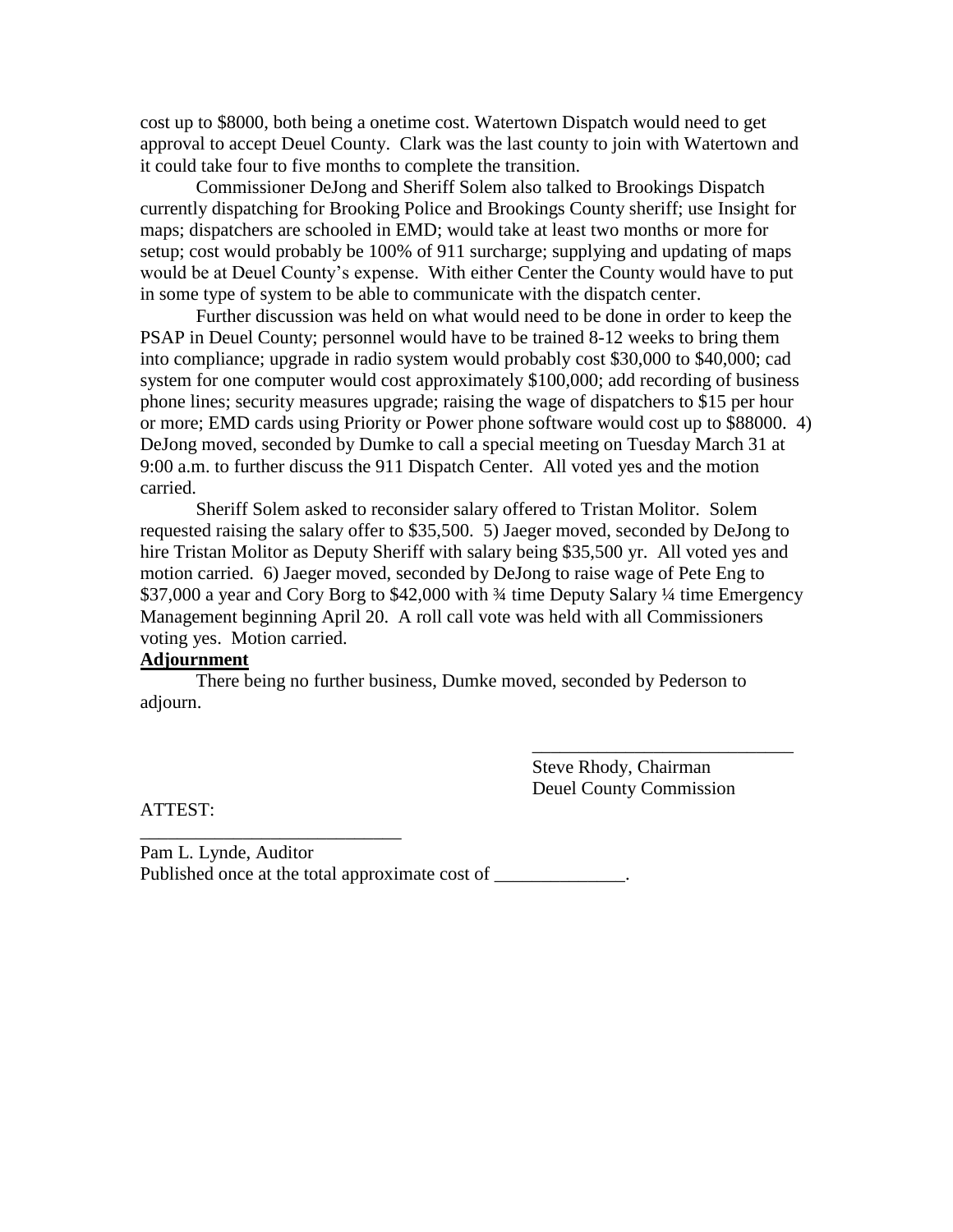cost up to $8000, both being a onetime cost. Watertown Dispatch would need to get approval to accept Deuel County. Clark was the last county to join with Watertown and it could take four to five months to complete the transition.

Commissioner DeJong and Sheriff Solem also talked to Brookings Dispatch currently dispatching for Brooking Police and Brookings County sheriff; use Insight for maps; dispatchers are schooled in EMD; would take at least two months or more for setup; cost would probably be 100% of 911 surcharge; supplying and updating of maps would be at Deuel County's expense. With either Center the County would have to put in some type of system to be able to communicate with the dispatch center.

Further discussion was held on what would need to be done in order to keep the PSAP in Deuel County; personnel would have to be trained 8-12 weeks to bring them into compliance; upgrade in radio system would probably cost $30,000 to $40,000; cad system for one computer would cost approximately $100,000; add recording of business phone lines; security measures upgrade; raising the wage of dispatchers to $15 per hour or more; EMD cards using Priority or Power phone software would cost up to $88000. 4) DeJong moved, seconded by Dumke to call a special meeting on Tuesday March 31 at 9:00 a.m. to further discuss the 911 Dispatch Center. All voted yes and the motion carried.

Sheriff Solem asked to reconsider salary offered to Tristan Molitor. Solem requested raising the salary offer to $35,500. 5) Jaeger moved, seconded by DeJong to hire Tristan Molitor as Deputy Sheriff with salary being $35,500 yr. All voted yes and motion carried. 6) Jaeger moved, seconded by DeJong to raise wage of Pete Eng to $37,000 a year and Cory Borg to $42,000 with ¾ time Deputy Salary ¼ time Emergency Management beginning April 20. A roll call vote was held with all Commissioners voting yes. Motion carried.

**Adjournment**

There being no further business, Dumke moved, seconded by Pederson to adjourn.

_____________________________
Steve Rhody, Chairman
Deuel County Commission

ATTEST:

_____________________________
Pam L. Lynde, Auditor
Published once at the total approximate cost of ______________.